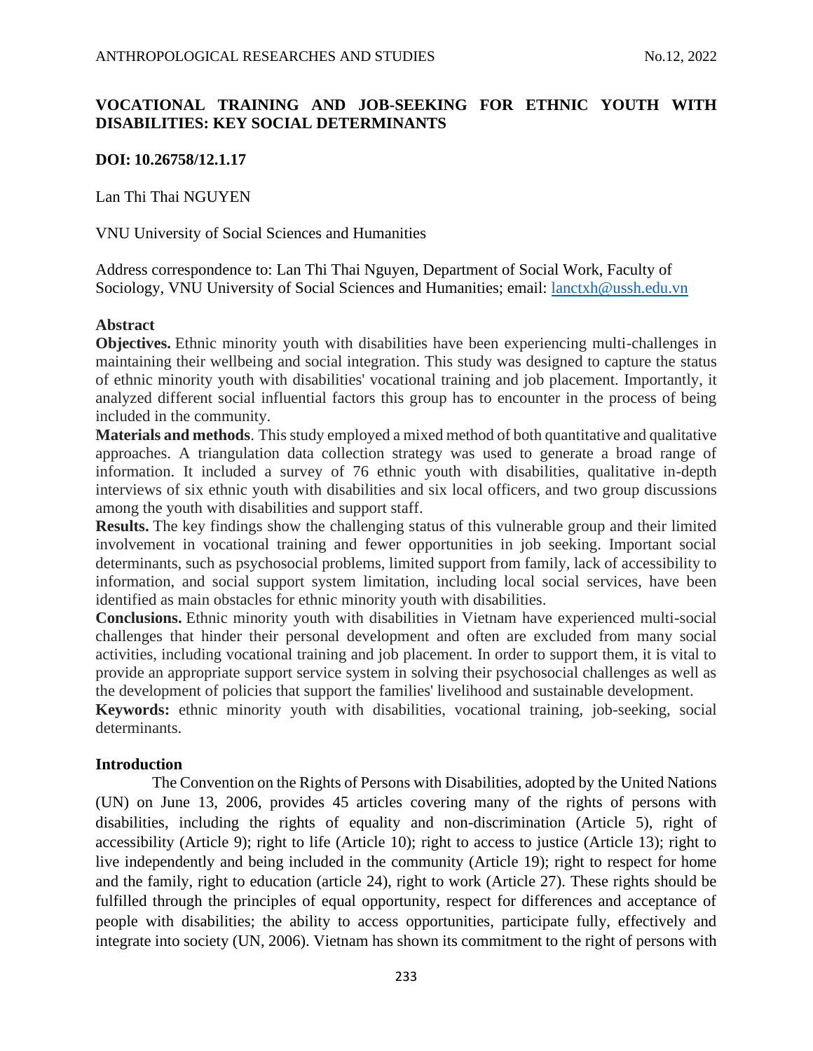# VOCATIONAL TRAINING AND JOB-SEEKING FOR ETHNIC YOUTH WITH DISABILITIES: KEY SOCIAL DETERMINANTS

**DOI: 10.26758/12.1.17**

Lan Thi Thai NGUYEN

VNU University of Social Sciences and Humanities

Address correspondence to: Lan Thi Thai Nguyen, Department of Social Work, Faculty of Sociology, VNU University of Social Sciences and Humanities; email: lanctxh@ussh.edu.vn

## Abstract

**Objectives.** Ethnic minority youth with disabilities have been experiencing multi-challenges in maintaining their wellbeing and social integration. This study was designed to capture the status of ethnic minority youth with disabilities' vocational training and job placement. Importantly, it analyzed different social influential factors this group has to encounter in the process of being included in the community.

**Materials and methods**. This study employed a mixed method of both quantitative and qualitative approaches. A triangulation data collection strategy was used to generate a broad range of information. It included a survey of 76 ethnic youth with disabilities, qualitative in-depth interviews of six ethnic youth with disabilities and six local officers, and two group discussions among the youth with disabilities and support staff.

**Results.** The key findings show the challenging status of this vulnerable group and their limited involvement in vocational training and fewer opportunities in job seeking. Important social determinants, such as psychosocial problems, limited support from family, lack of accessibility to information, and social support system limitation, including local social services, have been identified as main obstacles for ethnic minority youth with disabilities.

**Conclusions.** Ethnic minority youth with disabilities in Vietnam have experienced multi-social challenges that hinder their personal development and often are excluded from many social activities, including vocational training and job placement. In order to support them, it is vital to provide an appropriate support service system in solving their psychosocial challenges as well as the development of policies that support the families' livelihood and sustainable development.

**Keywords:** ethnic minority youth with disabilities, vocational training, job-seeking, social determinants.

## Introduction

The Convention on the Rights of Persons with Disabilities, adopted by the United Nations (UN) on June 13, 2006, provides 45 articles covering many of the rights of persons with disabilities, including the rights of equality and non-discrimination (Article 5), right of accessibility (Article 9); right to life (Article 10); right to access to justice (Article 13); right to live independently and being included in the community (Article 19); right to respect for home and the family, right to education (article 24), right to work (Article 27). These rights should be fulfilled through the principles of equal opportunity, respect for differences and acceptance of people with disabilities; the ability to access opportunities, participate fully, effectively and integrate into society (UN, 2006). Vietnam has shown its commitment to the right of persons with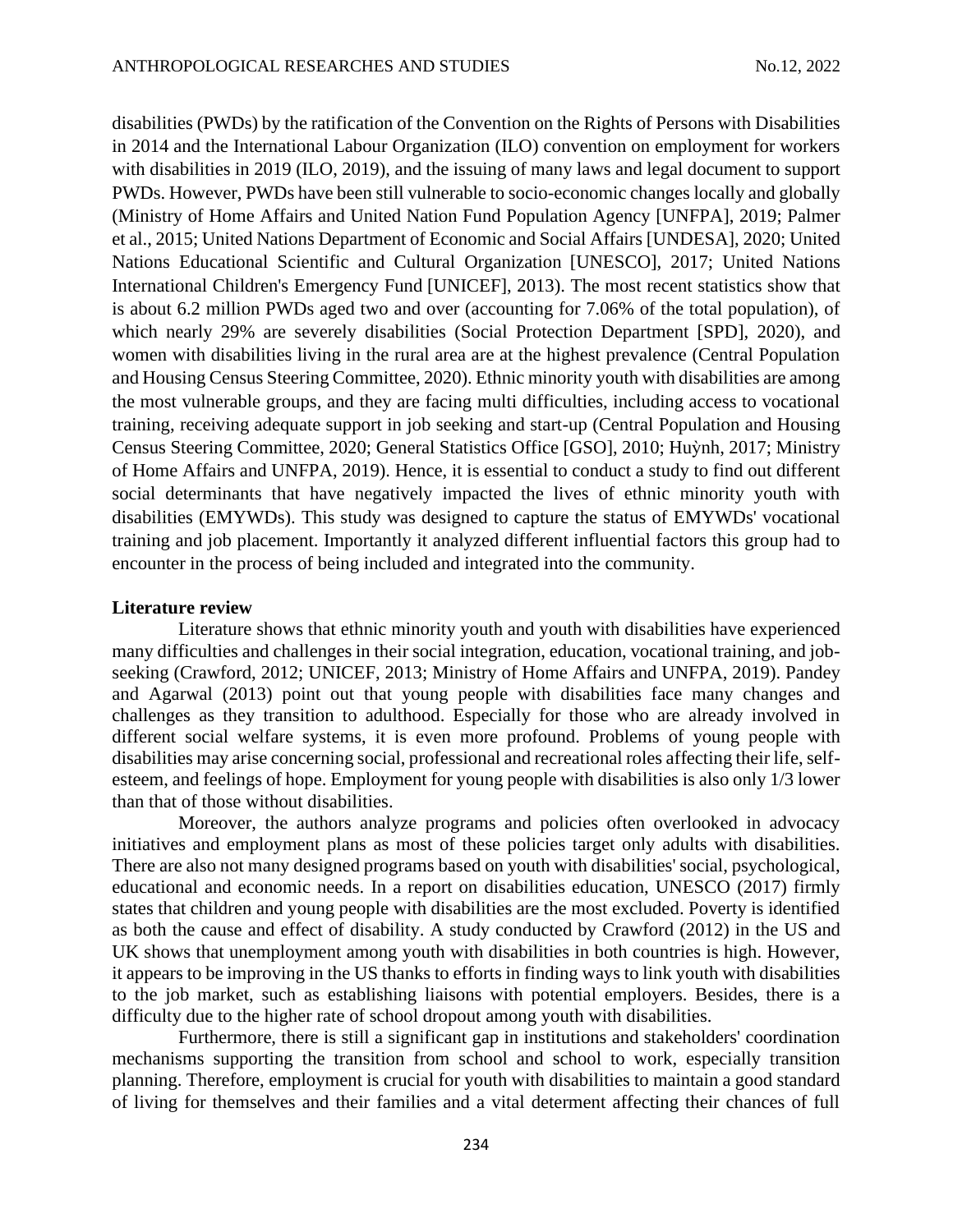disabilities (PWDs) by the ratification of the Convention on the Rights of Persons with Disabilities in 2014 and the International Labour Organization (ILO) convention on employment for workers with disabilities in 2019 (ILO, 2019), and the issuing of many laws and legal document to support PWDs. However, PWDs have been still vulnerable to socio-economic changes locally and globally (Ministry of Home Affairs and United Nation Fund Population Agency [UNFPA], 2019; Palmer et al., 2015; United Nations Department of Economic and Social Affairs [UNDESA], 2020; United Nations Educational Scientific and Cultural Organization [UNESCO], 2017; United Nations International Children's Emergency Fund [UNICEF], 2013). The most recent statistics show that is about 6.2 million PWDs aged two and over (accounting for 7.06% of the total population), of which nearly 29% are severely disabilities (Social Protection Department [SPD], 2020), and women with disabilities living in the rural area are at the highest prevalence (Central Population and Housing Census Steering Committee, 2020). Ethnic minority youth with disabilities are among the most vulnerable groups, and they are facing multi difficulties, including access to vocational training, receiving adequate support in job seeking and start-up (Central Population and Housing Census Steering Committee, 2020; General Statistics Office [GSO], 2010; Huỳnh, 2017; Ministry of Home Affairs and UNFPA, 2019). Hence, it is essential to conduct a study to find out different social determinants that have negatively impacted the lives of ethnic minority youth with disabilities (EMYWDs). This study was designed to capture the status of EMYWDs' vocational training and job placement. Importantly it analyzed different influential factors this group had to encounter in the process of being included and integrated into the community.

**Literature review**

Literature shows that ethnic minority youth and youth with disabilities have experienced many difficulties and challenges in their social integration, education, vocational training, and job-seeking (Crawford, 2012; UNICEF, 2013; Ministry of Home Affairs and UNFPA, 2019). Pandey and Agarwal (2013) point out that young people with disabilities face many changes and challenges as they transition to adulthood. Especially for those who are already involved in different social welfare systems, it is even more profound. Problems of young people with disabilities may arise concerning social, professional and recreational roles affecting their life, self-esteem, and feelings of hope. Employment for young people with disabilities is also only 1/3 lower than that of those without disabilities.

Moreover, the authors analyze programs and policies often overlooked in advocacy initiatives and employment plans as most of these policies target only adults with disabilities. There are also not many designed programs based on youth with disabilities' social, psychological, educational and economic needs. In a report on disabilities education, UNESCO (2017) firmly states that children and young people with disabilities are the most excluded. Poverty is identified as both the cause and effect of disability. A study conducted by Crawford (2012) in the US and UK shows that unemployment among youth with disabilities in both countries is high. However, it appears to be improving in the US thanks to efforts in finding ways to link youth with disabilities to the job market, such as establishing liaisons with potential employers. Besides, there is a difficulty due to the higher rate of school dropout among youth with disabilities.

Furthermore, there is still a significant gap in institutions and stakeholders' coordination mechanisms supporting the transition from school and school to work, especially transition planning. Therefore, employment is crucial for youth with disabilities to maintain a good standard of living for themselves and their families and a vital determent affecting their chances of full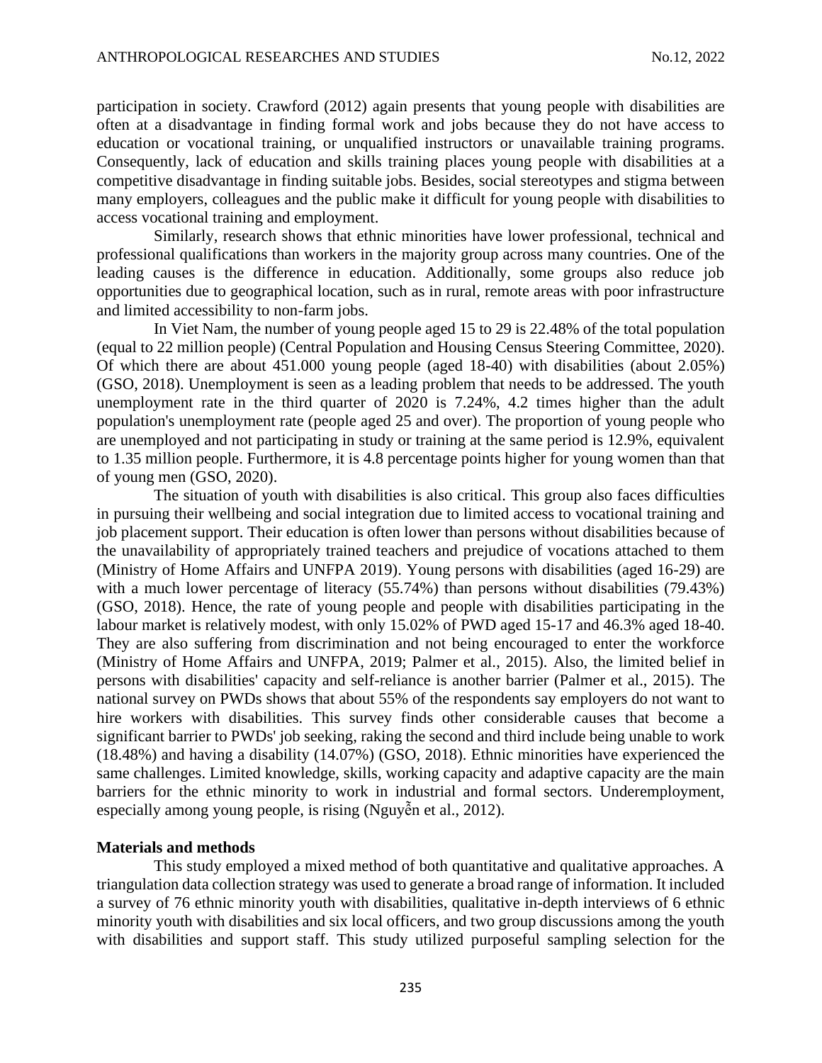participation in society. Crawford (2012) again presents that young people with disabilities are often at a disadvantage in finding formal work and jobs because they do not have access to education or vocational training, or unqualified instructors or unavailable training programs. Consequently, lack of education and skills training places young people with disabilities at a competitive disadvantage in finding suitable jobs. Besides, social stereotypes and stigma between many employers, colleagues and the public make it difficult for young people with disabilities to access vocational training and employment.

Similarly, research shows that ethnic minorities have lower professional, technical and professional qualifications than workers in the majority group across many countries. One of the leading causes is the difference in education. Additionally, some groups also reduce job opportunities due to geographical location, such as in rural, remote areas with poor infrastructure and limited accessibility to non-farm jobs.

In Viet Nam, the number of young people aged 15 to 29 is 22.48% of the total population (equal to 22 million people) (Central Population and Housing Census Steering Committee, 2020). Of which there are about 451.000 young people (aged 18-40) with disabilities (about 2.05%) (GSO, 2018). Unemployment is seen as a leading problem that needs to be addressed. The youth unemployment rate in the third quarter of 2020 is 7.24%, 4.2 times higher than the adult population's unemployment rate (people aged 25 and over). The proportion of young people who are unemployed and not participating in study or training at the same period is 12.9%, equivalent to 1.35 million people. Furthermore, it is 4.8 percentage points higher for young women than that of young men (GSO, 2020).

The situation of youth with disabilities is also critical. This group also faces difficulties in pursuing their wellbeing and social integration due to limited access to vocational training and job placement support. Their education is often lower than persons without disabilities because of the unavailability of appropriately trained teachers and prejudice of vocations attached to them (Ministry of Home Affairs and UNFPA 2019). Young persons with disabilities (aged 16-29) are with a much lower percentage of literacy (55.74%) than persons without disabilities (79.43%) (GSO, 2018). Hence, the rate of young people and people with disabilities participating in the labour market is relatively modest, with only 15.02% of PWD aged 15-17 and 46.3% aged 18-40. They are also suffering from discrimination and not being encouraged to enter the workforce (Ministry of Home Affairs and UNFPA, 2019; Palmer et al., 2015). Also, the limited belief in persons with disabilities' capacity and self-reliance is another barrier (Palmer et al., 2015). The national survey on PWDs shows that about 55% of the respondents say employers do not want to hire workers with disabilities. This survey finds other considerable causes that become a significant barrier to PWDs' job seeking, raking the second and third include being unable to work (18.48%) and having a disability (14.07%) (GSO, 2018). Ethnic minorities have experienced the same challenges. Limited knowledge, skills, working capacity and adaptive capacity are the main barriers for the ethnic minority to work in industrial and formal sectors. Underemployment, especially among young people, is rising (Nguyễn et al., 2012).

**Materials and methods**

This study employed a mixed method of both quantitative and qualitative approaches. A triangulation data collection strategy was used to generate a broad range of information. It included a survey of 76 ethnic minority youth with disabilities, qualitative in-depth interviews of 6 ethnic minority youth with disabilities and six local officers, and two group discussions among the youth with disabilities and support staff. This study utilized purposeful sampling selection for the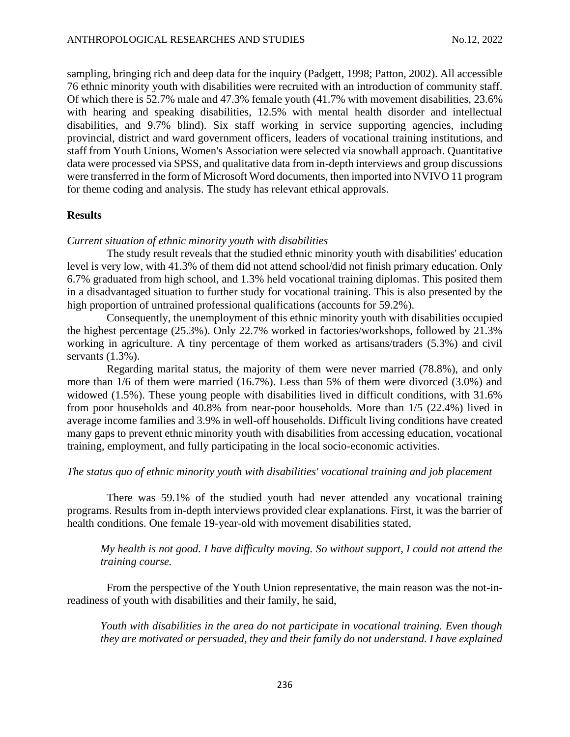sampling, bringing rich and deep data for the inquiry (Padgett, 1998; Patton, 2002). All accessible 76 ethnic minority youth with disabilities were recruited with an introduction of community staff. Of which there is 52.7% male and 47.3% female youth (41.7% with movement disabilities, 23.6% with hearing and speaking disabilities, 12.5% with mental health disorder and intellectual disabilities, and 9.7% blind). Six staff working in service supporting agencies, including provincial, district and ward government officers, leaders of vocational training institutions, and staff from Youth Unions, Women's Association were selected via snowball approach. Quantitative data were processed via SPSS, and qualitative data from in-depth interviews and group discussions were transferred in the form of Microsoft Word documents, then imported into NVIVO 11 program for theme coding and analysis. The study has relevant ethical approvals.

## Results

*Current situation of ethnic minority youth with disabilities*

The study result reveals that the studied ethnic minority youth with disabilities' education level is very low, with 41.3% of them did not attend school/did not finish primary education. Only 6.7% graduated from high school, and 1.3% held vocational training diplomas. This posited them in a disadvantaged situation to further study for vocational training. This is also presented by the high proportion of untrained professional qualifications (accounts for 59.2%).

Consequently, the unemployment of this ethnic minority youth with disabilities occupied the highest percentage (25.3%). Only 22.7% worked in factories/workshops, followed by 21.3% working in agriculture. A tiny percentage of them worked as artisans/traders (5.3%) and civil servants (1.3%).

Regarding marital status, the majority of them were never married (78.8%), and only more than 1/6 of them were married (16.7%). Less than 5% of them were divorced (3.0%) and widowed (1.5%). These young people with disabilities lived in difficult conditions, with 31.6% from poor households and 40.8% from near-poor households. More than 1/5 (22.4%) lived in average income families and 3.9% in well-off households. Difficult living conditions have created many gaps to prevent ethnic minority youth with disabilities from accessing education, vocational training, employment, and fully participating in the local socio-economic activities.

*The status quo of ethnic minority youth with disabilities' vocational training and job placement*

There was 59.1% of the studied youth had never attended any vocational training programs. Results from in-depth interviews provided clear explanations. First, it was the barrier of health conditions. One female 19-year-old with movement disabilities stated,

> *My health is not good. I have difficulty moving. So without support, I could not attend the training course.*

From the perspective of the Youth Union representative, the main reason was the not-in-readiness of youth with disabilities and their family, he said,

> *Youth with disabilities in the area do not participate in vocational training. Even though they are motivated or persuaded, they and their family do not understand. I have explained*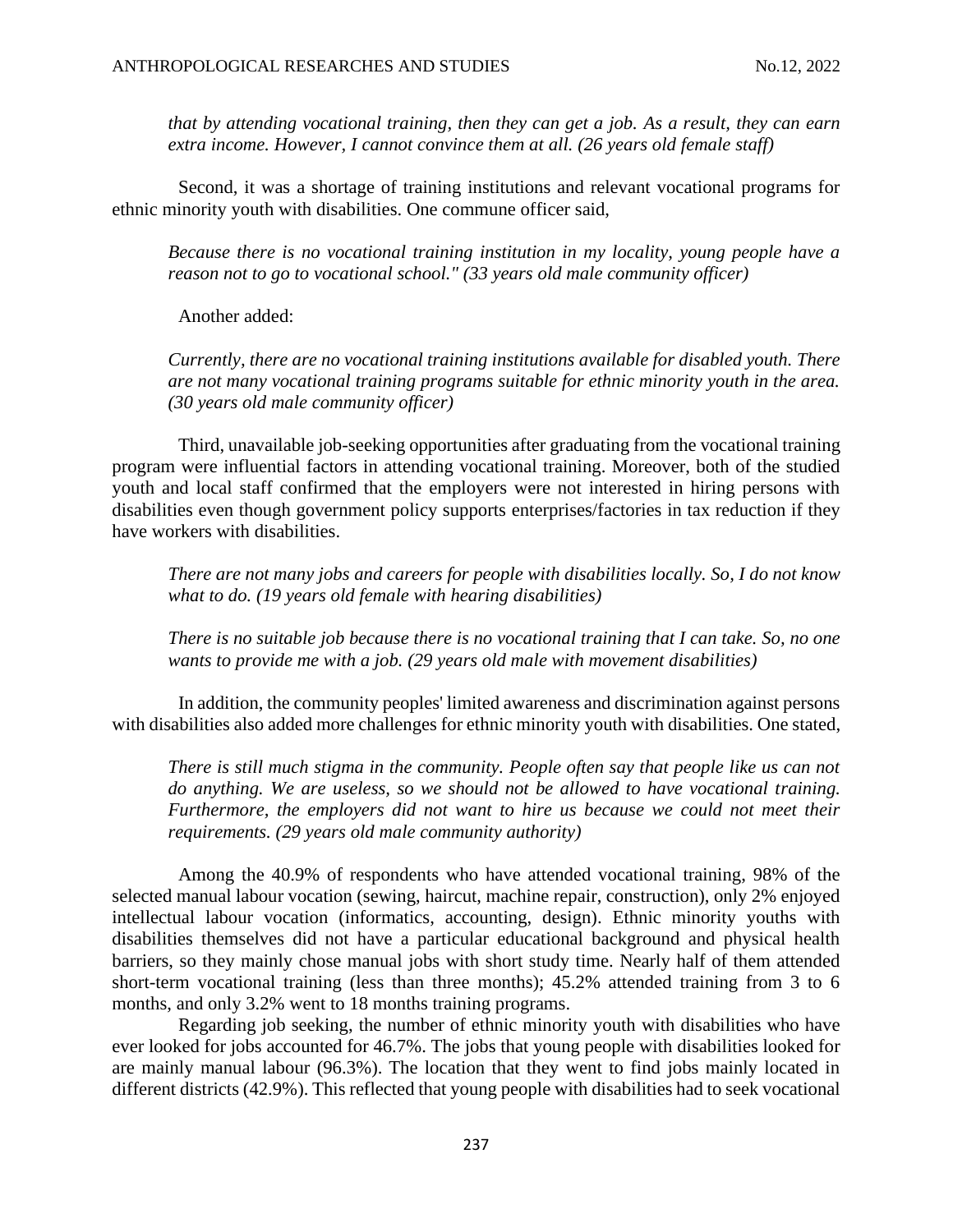*that by attending vocational training, then they can get a job. As a result, they can earn extra income. However, I cannot convince them at all. (26 years old female staff)*

Second, it was a shortage of training institutions and relevant vocational programs for ethnic minority youth with disabilities. One commune officer said,

*Because there is no vocational training institution in my locality, young people have a reason not to go to vocational school." (33 years old male community officer)*

Another added:

*Currently, there are no vocational training institutions available for disabled youth. There are not many vocational training programs suitable for ethnic minority youth in the area. (30 years old male community officer)*

Third, unavailable job-seeking opportunities after graduating from the vocational training program were influential factors in attending vocational training. Moreover, both of the studied youth and local staff confirmed that the employers were not interested in hiring persons with disabilities even though government policy supports enterprises/factories in tax reduction if they have workers with disabilities.

*There are not many jobs and careers for people with disabilities locally. So, I do not know what to do. (19 years old female with hearing disabilities)*

*There is no suitable job because there is no vocational training that I can take. So, no one wants to provide me with a job. (29 years old male with movement disabilities)*

In addition, the community peoples' limited awareness and discrimination against persons with disabilities also added more challenges for ethnic minority youth with disabilities. One stated,

*There is still much stigma in the community. People often say that people like us can not do anything. We are useless, so we should not be allowed to have vocational training. Furthermore, the employers did not want to hire us because we could not meet their requirements. (29 years old male community authority)*

Among the 40.9% of respondents who have attended vocational training, 98% of the selected manual labour vocation (sewing, haircut, machine repair, construction), only 2% enjoyed intellectual labour vocation (informatics, accounting, design). Ethnic minority youths with disabilities themselves did not have a particular educational background and physical health barriers, so they mainly chose manual jobs with short study time. Nearly half of them attended short-term vocational training (less than three months); 45.2% attended training from 3 to 6 months, and only 3.2% went to 18 months training programs.

Regarding job seeking, the number of ethnic minority youth with disabilities who have ever looked for jobs accounted for 46.7%. The jobs that young people with disabilities looked for are mainly manual labour (96.3%). The location that they went to find jobs mainly located in different districts (42.9%). This reflected that young people with disabilities had to seek vocational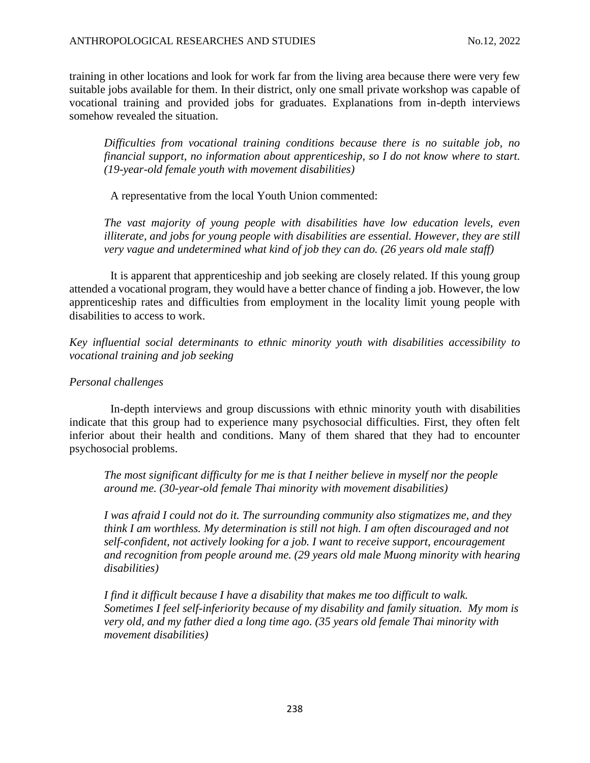training in other locations and look for work far from the living area because there were very few suitable jobs available for them. In their district, only one small private workshop was capable of vocational training and provided jobs for graduates. Explanations from in-depth interviews somehow revealed the situation.

> *Difficulties from vocational training conditions because there is no suitable job, no financial support, no information about apprenticeship, so I do not know where to start. (19-year-old female youth with movement disabilities)*

A representative from the local Youth Union commented:

> *The vast majority of young people with disabilities have low education levels, even illiterate, and jobs for young people with disabilities are essential. However, they are still very vague and undetermined what kind of job they can do. (26 years old male staff)*

It is apparent that apprenticeship and job seeking are closely related. If this young group attended a vocational program, they would have a better chance of finding a job. However, the low apprenticeship rates and difficulties from employment in the locality limit young people with disabilities to access to work.

*Key influential social determinants to ethnic minority youth with disabilities accessibility to vocational training and job seeking*

*Personal challenges*

In-depth interviews and group discussions with ethnic minority youth with disabilities indicate that this group had to experience many psychosocial difficulties. First, they often felt inferior about their health and conditions. Many of them shared that they had to encounter psychosocial problems.

> *The most significant difficulty for me is that I neither believe in myself nor the people around me. (30-year-old female Thai minority with movement disabilities)*

> *I was afraid I could not do it. The surrounding community also stigmatizes me, and they think I am worthless. My determination is still not high. I am often discouraged and not self-confident, not actively looking for a job. I want to receive support, encouragement and recognition from people around me. (29 years old male Muong minority with hearing disabilities)*

> *I find it difficult because I have a disability that makes me too difficult to walk. Sometimes I feel self-inferiority because of my disability and family situation. My mom is very old, and my father died a long time ago. (35 years old female Thai minority with movement disabilities)*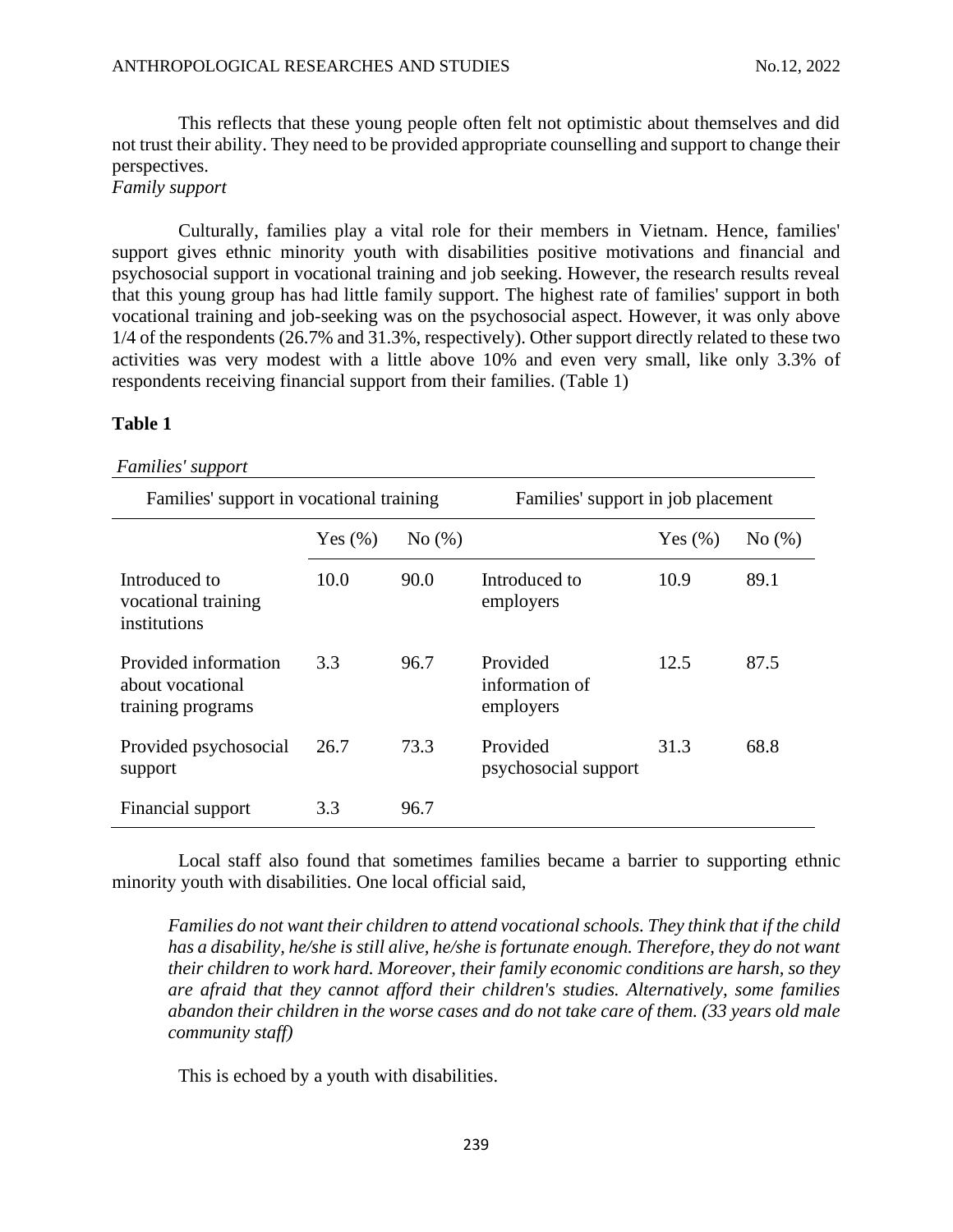This reflects that these young people often felt not optimistic about themselves and did not trust their ability. They need to be provided appropriate counselling and support to change their perspectives.

*Family support*

Culturally, families play a vital role for their members in Vietnam. Hence, families' support gives ethnic minority youth with disabilities positive motivations and financial and psychosocial support in vocational training and job seeking. However, the research results reveal that this young group has had little family support. The highest rate of families' support in both vocational training and job-seeking was on the psychosocial aspect. However, it was only above 1/4 of the respondents (26.7% and 31.3%, respectively). Other support directly related to these two activities was very modest with a little above 10% and even very small, like only 3.3% of respondents receiving financial support from their families. (Table 1)

**Table 1**

*Families' support*

| Families' support in vocational training | | | Families' support in job placement | | |
|---|---|---|---|---|---|
| | Yes (%) | No (%) | | Yes (%) | No (%) |
| Introduced to vocational training institutions | 10.0 | 90.0 | Introduced to employers | 10.9 | 89.1 |
| Provided information about vocational training programs | 3.3 | 96.7 | Provided information of employers | 12.5 | 87.5 |
| Provided psychosocial support | 26.7 | 73.3 | Provided psychosocial support | 31.3 | 68.8 |
| Financial support | 3.3 | 96.7 | | | |

Local staff also found that sometimes families became a barrier to supporting ethnic minority youth with disabilities. One local official said,

> *Families do not want their children to attend vocational schools. They think that if the child has a disability, he/she is still alive, he/she is fortunate enough. Therefore, they do not want their children to work hard. Moreover, their family economic conditions are harsh, so they are afraid that they cannot afford their children's studies. Alternatively, some families abandon their children in the worse cases and do not take care of them. (33 years old male community staff)*

This is echoed by a youth with disabilities.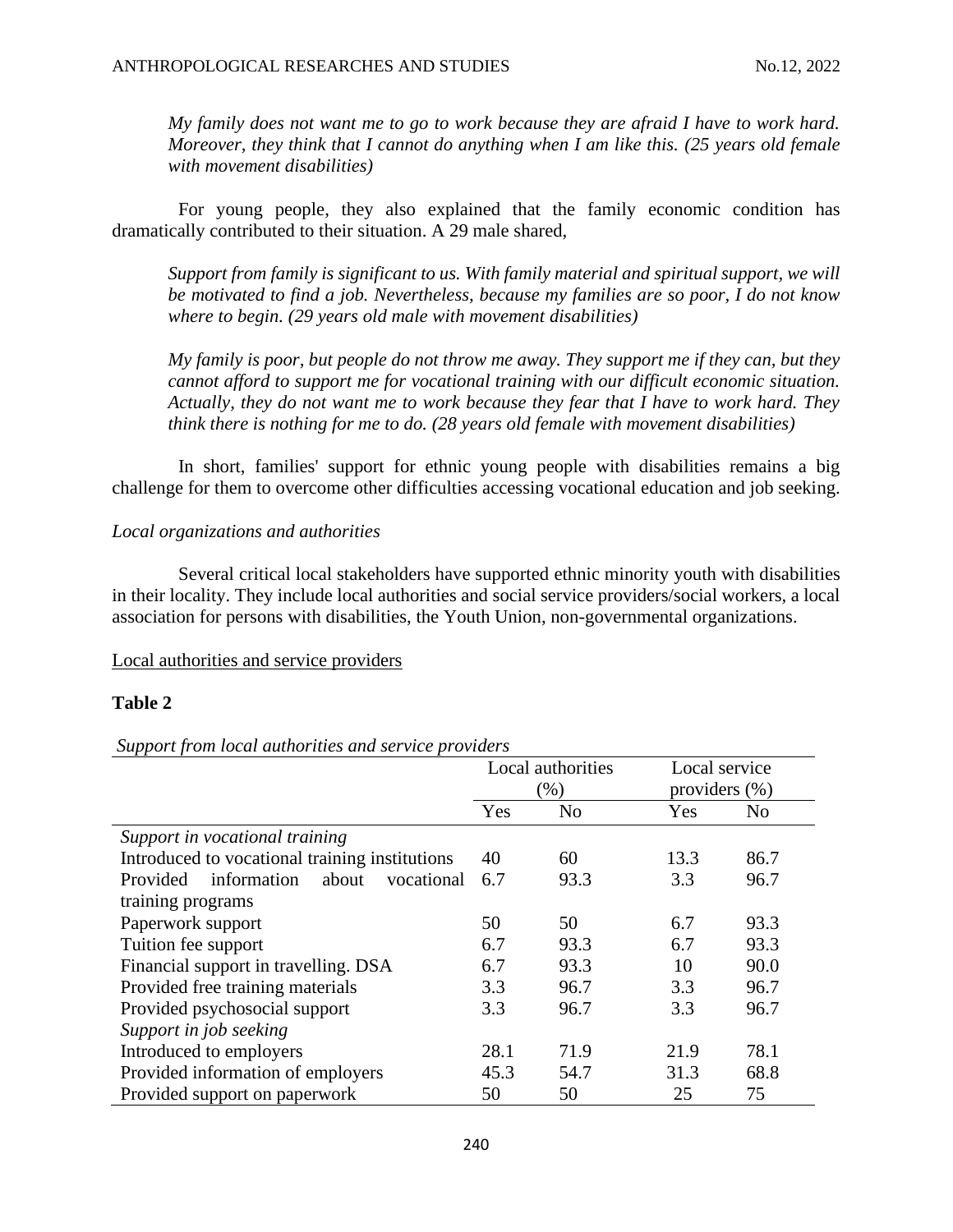*My family does not want me to go to work because they are afraid I have to work hard. Moreover, they think that I cannot do anything when I am like this. (25 years old female with movement disabilities)*

For young people, they also explained that the family economic condition has dramatically contributed to their situation. A 29 male shared,

*Support from family is significant to us. With family material and spiritual support, we will be motivated to find a job. Nevertheless, because my families are so poor, I do not know where to begin. (29 years old male with movement disabilities)*

*My family is poor, but people do not throw me away. They support me if they can, but they cannot afford to support me for vocational training with our difficult economic situation. Actually, they do not want me to work because they fear that I have to work hard. They think there is nothing for me to do. (28 years old female with movement disabilities)*

In short, families' support for ethnic young people with disabilities remains a big challenge for them to overcome other difficulties accessing vocational education and job seeking.

*Local organizations and authorities*

Several critical local stakeholders have supported ethnic minority youth with disabilities in their locality. They include local authorities and social service providers/social workers, a local association for persons with disabilities, the Youth Union, non-governmental organizations.

Local authorities and service providers

**Table 2**

*Support from local authorities and service providers*

| | Local authorities (%) | | Local service providers (%) | |
|---|---|---|---|---|
| | Yes | No | Yes | No |
| *Support in vocational training* | | | | |
| Introduced to vocational training institutions | 40 | 60 | 13.3 | 86.7 |
| Provided information about vocational training programs | 6.7 | 93.3 | 3.3 | 96.7 |
| Paperwork support | 50 | 50 | 6.7 | 93.3 |
| Tuition fee support | 6.7 | 93.3 | 6.7 | 93.3 |
| Financial support in travelling. DSA | 6.7 | 93.3 | 10 | 90.0 |
| Provided free training materials | 3.3 | 96.7 | 3.3 | 96.7 |
| Provided psychosocial support | 3.3 | 96.7 | 3.3 | 96.7 |
| *Support in job seeking* | | | | |
| Introduced to employers | 28.1 | 71.9 | 21.9 | 78.1 |
| Provided information of employers | 45.3 | 54.7 | 31.3 | 68.8 |
| Provided support on paperwork | 50 | 50 | 25 | 75 |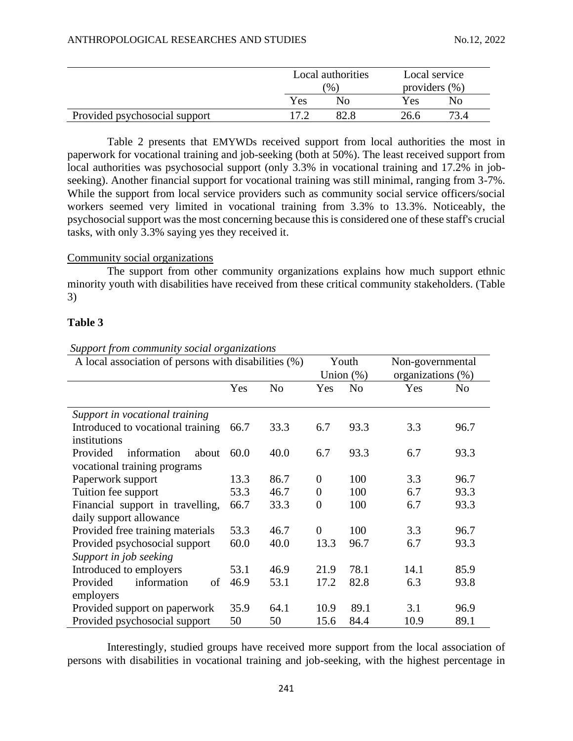| | Local authorities (%) | | Local service providers (%) | |
|---|---|---|---|---|
| | Yes | No | Yes | No |
| Provided psychosocial support | 17.2 | 82.8 | 26.6 | 73.4 |

Table 2 presents that EMYWDs received support from local authorities the most in paperwork for vocational training and job-seeking (both at 50%). The least received support from local authorities was psychosocial support (only 3.3% in vocational training and 17.2% in job-seeking). Another financial support for vocational training was still minimal, ranging from 3-7%. While the support from local service providers such as community social service officers/social workers seemed very limited in vocational training from 3.3% to 13.3%. Noticeably, the psychosocial support was the most concerning because this is considered one of these staff's crucial tasks, with only 3.3% saying yes they received it.

Community social organizations

The support from other community organizations explains how much support ethnic minority youth with disabilities have received from these critical community stakeholders. (Table 3)

**Table 3**

*Support from community social organizations*

| A local association of persons with disabilities (%) | | | Youth Union (%) | | Non-governmental organizations (%) | |
|---|---|---|---|---|---|---|
| | Yes | No | Yes | No | Yes | No |
| *Support in vocational training* | | | | | | |
| Introduced to vocational training institutions | 66.7 | 33.3 | 6.7 | 93.3 | 3.3 | 96.7 |
| Provided information about vocational training programs | 60.0 | 40.0 | 6.7 | 93.3 | 6.7 | 93.3 |
| Paperwork support | 13.3 | 86.7 | 0 | 100 | 3.3 | 96.7 |
| Tuition fee support | 53.3 | 46.7 | 0 | 100 | 6.7 | 93.3 |
| Financial support in travelling, daily support allowance | 66.7 | 33.3 | 0 | 100 | 6.7 | 93.3 |
| Provided free training materials | 53.3 | 46.7 | 0 | 100 | 3.3 | 96.7 |
| Provided psychosocial support | 60.0 | 40.0 | 13.3 | 96.7 | 6.7 | 93.3 |
| *Support in job seeking* | | | | | | |
| Introduced to employers | 53.1 | 46.9 | 21.9 | 78.1 | 14.1 | 85.9 |
| Provided information of employers | 46.9 | 53.1 | 17.2 | 82.8 | 6.3 | 93.8 |
| Provided support on paperwork | 35.9 | 64.1 | 10.9 | 89.1 | 3.1 | 96.9 |
| Provided psychosocial support | 50 | 50 | 15.6 | 84.4 | 10.9 | 89.1 |

Interestingly, studied groups have received more support from the local association of persons with disabilities in vocational training and job-seeking, with the highest percentage in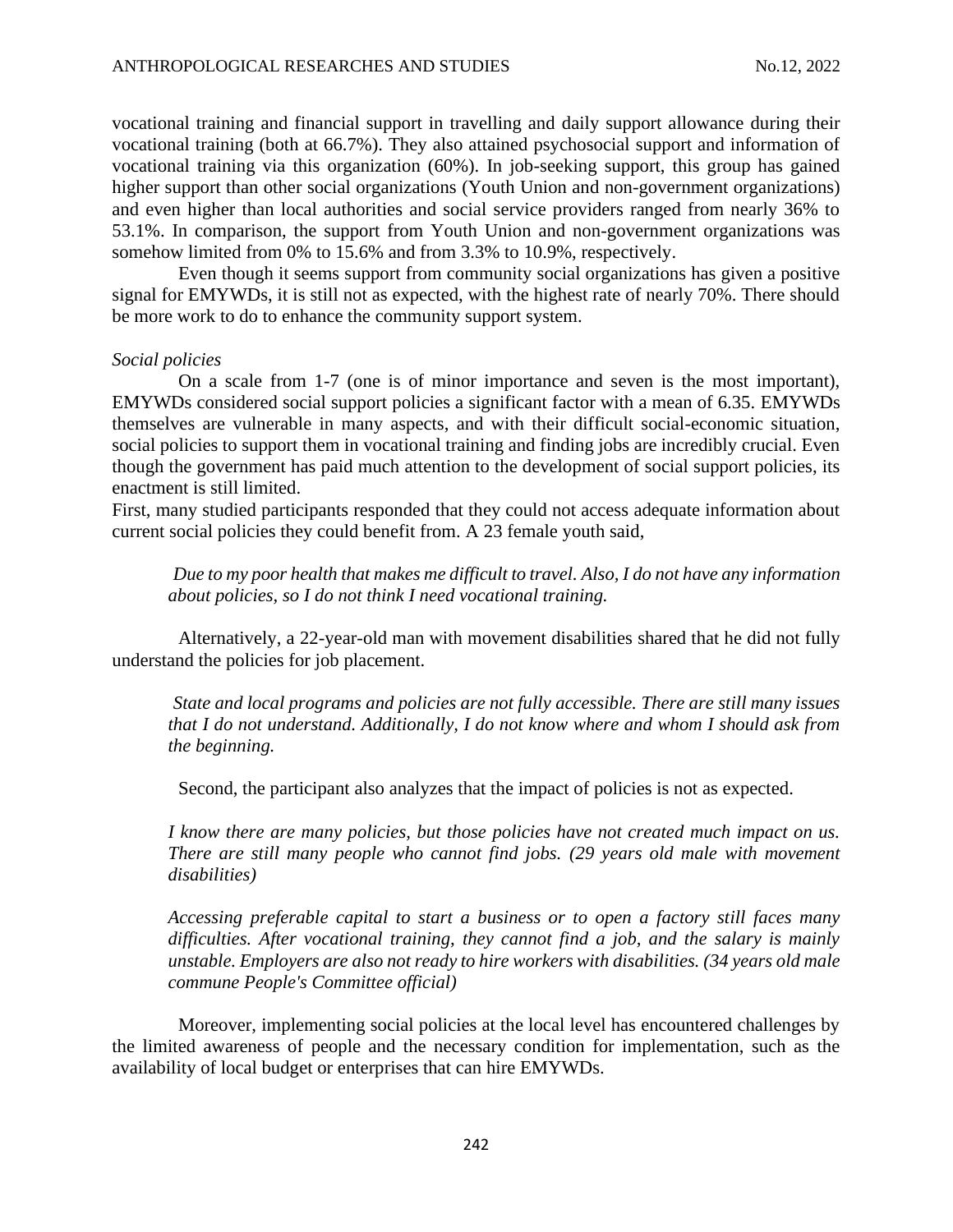vocational training and financial support in travelling and daily support allowance during their vocational training (both at 66.7%). They also attained psychosocial support and information of vocational training via this organization (60%). In job-seeking support, this group has gained higher support than other social organizations (Youth Union and non-government organizations) and even higher than local authorities and social service providers ranged from nearly 36% to 53.1%. In comparison, the support from Youth Union and non-government organizations was somehow limited from 0% to 15.6% and from 3.3% to 10.9%, respectively.

Even though it seems support from community social organizations has given a positive signal for EMYWDs, it is still not as expected, with the highest rate of nearly 70%. There should be more work to do to enhance the community support system.

*Social policies*

On a scale from 1-7 (one is of minor importance and seven is the most important), EMYWDs considered social support policies a significant factor with a mean of 6.35. EMYWDs themselves are vulnerable in many aspects, and with their difficult social-economic situation, social policies to support them in vocational training and finding jobs are incredibly crucial. Even though the government has paid much attention to the development of social support policies, its enactment is still limited.

First, many studied participants responded that they could not access adequate information about current social policies they could benefit from. A 23 female youth said,

> *Due to my poor health that makes me difficult to travel. Also, I do not have any information about policies, so I do not think I need vocational training.*

Alternatively, a 22-year-old man with movement disabilities shared that he did not fully understand the policies for job placement.

> *State and local programs and policies are not fully accessible. There are still many issues that I do not understand. Additionally, I do not know where and whom I should ask from the beginning.*

Second, the participant also analyzes that the impact of policies is not as expected.

> *I know there are many policies, but those policies have not created much impact on us. There are still many people who cannot find jobs. (29 years old male with movement disabilities)*

> *Accessing preferable capital to start a business or to open a factory still faces many difficulties. After vocational training, they cannot find a job, and the salary is mainly unstable. Employers are also not ready to hire workers with disabilities. (34 years old male commune People's Committee official)*

Moreover, implementing social policies at the local level has encountered challenges by the limited awareness of people and the necessary condition for implementation, such as the availability of local budget or enterprises that can hire EMYWDs.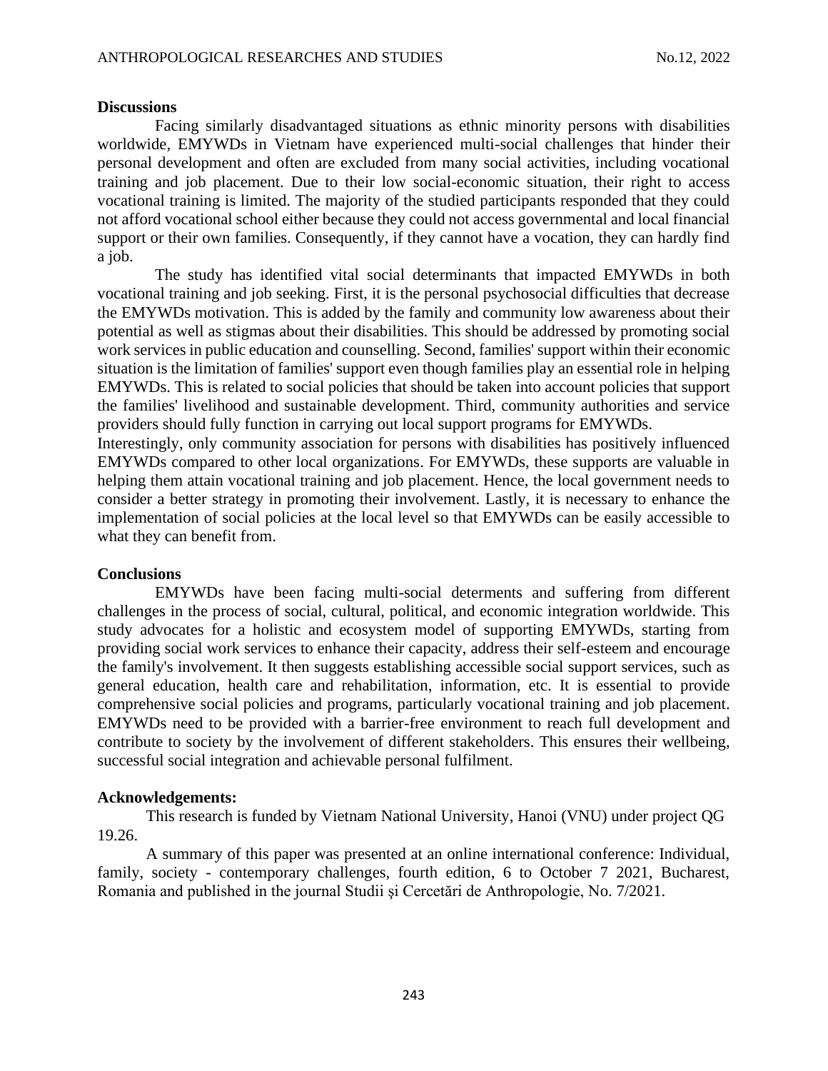**Discussions**

Facing similarly disadvantaged situations as ethnic minority persons with disabilities worldwide, EMYWDs in Vietnam have experienced multi-social challenges that hinder their personal development and often are excluded from many social activities, including vocational training and job placement. Due to their low social-economic situation, their right to access vocational training is limited. The majority of the studied participants responded that they could not afford vocational school either because they could not access governmental and local financial support or their own families. Consequently, if they cannot have a vocation, they can hardly find a job.

The study has identified vital social determinants that impacted EMYWDs in both vocational training and job seeking. First, it is the personal psychosocial difficulties that decrease the EMYWDs motivation. This is added by the family and community low awareness about their potential as well as stigmas about their disabilities. This should be addressed by promoting social work services in public education and counselling. Second, families' support within their economic situation is the limitation of families' support even though families play an essential role in helping EMYWDs. This is related to social policies that should be taken into account policies that support the families' livelihood and sustainable development. Third, community authorities and service providers should fully function in carrying out local support programs for EMYWDs.

Interestingly, only community association for persons with disabilities has positively influenced EMYWDs compared to other local organizations. For EMYWDs, these supports are valuable in helping them attain vocational training and job placement. Hence, the local government needs to consider a better strategy in promoting their involvement. Lastly, it is necessary to enhance the implementation of social policies at the local level so that EMYWDs can be easily accessible to what they can benefit from.

**Conclusions**

EMYWDs have been facing multi-social determents and suffering from different challenges in the process of social, cultural, political, and economic integration worldwide. This study advocates for a holistic and ecosystem model of supporting EMYWDs, starting from providing social work services to enhance their capacity, address their self-esteem and encourage the family's involvement. It then suggests establishing accessible social support services, such as general education, health care and rehabilitation, information, etc. It is essential to provide comprehensive social policies and programs, particularly vocational training and job placement. EMYWDs need to be provided with a barrier-free environment to reach full development and contribute to society by the involvement of different stakeholders. This ensures their wellbeing, successful social integration and achievable personal fulfilment.

**Acknowledgements:**

This research is funded by Vietnam National University, Hanoi (VNU) under project QG 19.26.

A summary of this paper was presented at an online international conference: Individual, family, society - contemporary challenges, fourth edition, 6 to October 7 2021, Bucharest, Romania and published in the journal Studii şi Cercetări de Anthropologie, No. 7/2021.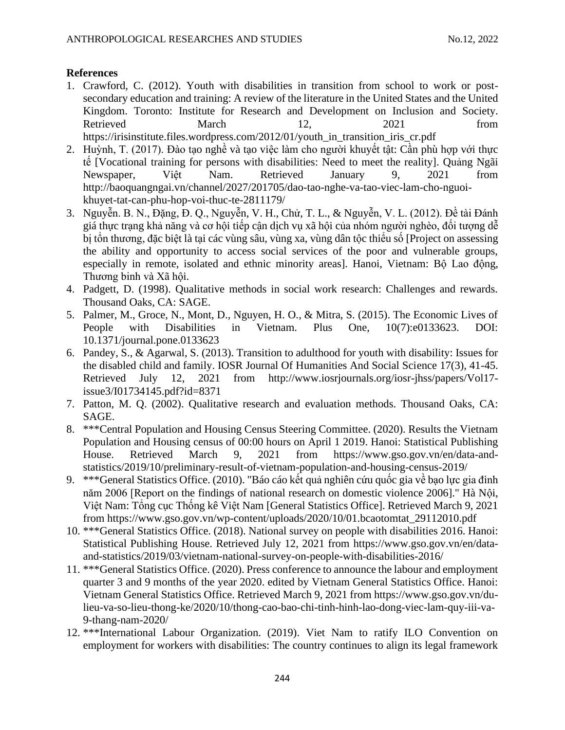**References**

1. Crawford, C. (2012). Youth with disabilities in transition from school to work or post-secondary education and training: A review of the literature in the United States and the United Kingdom. Toronto: Institute for Research and Development on Inclusion and Society. Retrieved March 12, 2021 from https://irisinstitute.files.wordpress.com/2012/01/youth_in_transition_iris_cr.pdf
2. Huỳnh, T. (2017). Đào tạo nghề và tạo việc làm cho người khuyết tật: Cần phù hợp với thực tế [Vocational training for persons with disabilities: Need to meet the reality]. Quảng Ngãi Newspaper, Việt Nam. Retrieved January 9, 2021 from http://baoquangngai.vn/channel/2027/201705/dao-tao-nghe-va-tao-viec-lam-cho-nguoi-khuyet-tat-can-phu-hop-voi-thuc-te-2811179/
3. Nguyễn. B. N., Đặng, Đ. Q., Nguyễn, V. H., Chử, T. L., & Nguyễn, V. L. (2012). Đề tài Đánh giá thực trạng khả năng và cơ hội tiếp cận dịch vụ xã hội của nhóm người nghèo, đối tượng dễ bị tổn thương, đặc biệt là tại các vùng sâu, vùng xa, vùng dân tộc thiểu số [Project on assessing the ability and opportunity to access social services of the poor and vulnerable groups, especially in remote, isolated and ethnic minority areas]. Hanoi, Vietnam: Bộ Lao động, Thương binh và Xã hội.
4. Padgett, D. (1998). Qualitative methods in social work research: Challenges and rewards. Thousand Oaks, CA: SAGE.
5. Palmer, M., Groce, N., Mont, D., Nguyen, H. O., & Mitra, S. (2015). The Economic Lives of People with Disabilities in Vietnam. Plus One, 10(7):e0133623. DOI: 10.1371/journal.pone.0133623
6. Pandey, S., & Agarwal, S. (2013). Transition to adulthood for youth with disability: Issues for the disabled child and family. IOSR Journal Of Humanities And Social Science 17(3), 41-45. Retrieved July 12, 2021 from http://www.iosrjournals.org/iosr-jhss/papers/Vol17-issue3/I01734145.pdf?id=8371
7. Patton, M. Q. (2002). Qualitative research and evaluation methods. Thousand Oaks, CA: SAGE.
8. ***Central Population and Housing Census Steering Committee. (2020). Results the Vietnam Population and Housing census of 00:00 hours on April 1 2019. Hanoi: Statistical Publishing House. Retrieved March 9, 2021 from https://www.gso.gov.vn/en/data-and-statistics/2019/10/preliminary-result-of-vietnam-population-and-housing-census-2019/
9. ***General Statistics Office. (2010). "Báo cáo kết quả nghiên cứu quốc gia về bạo lực gia đình năm 2006 [Report on the findings of national research on domestic violence 2006]." Hà Nội, Việt Nam: Tổng cục Thống kê Việt Nam [General Statistics Office]. Retrieved March 9, 2021 from https://www.gso.gov.vn/wp-content/uploads/2020/10/01.bcaotomtat_29112010.pdf
10. ***General Statistics Office. (2018). National survey on people with disabilities 2016. Hanoi: Statistical Publishing House. Retrieved July 12, 2021 from https://www.gso.gov.vn/en/data-and-statistics/2019/03/vietnam-national-survey-on-people-with-disabilities-2016/
11. ***General Statistics Office. (2020). Press conference to announce the labour and employment quarter 3 and 9 months of the year 2020. edited by Vietnam General Statistics Office. Hanoi: Vietnam General Statistics Office. Retrieved March 9, 2021 from https://www.gso.gov.vn/du-lieu-va-so-lieu-thong-ke/2020/10/thong-cao-bao-chi-tinh-hinh-lao-dong-viec-lam-quy-iii-va-9-thang-nam-2020/
12. ***International Labour Organization. (2019). Viet Nam to ratify ILO Convention on employment for workers with disabilities: The country continues to align its legal framework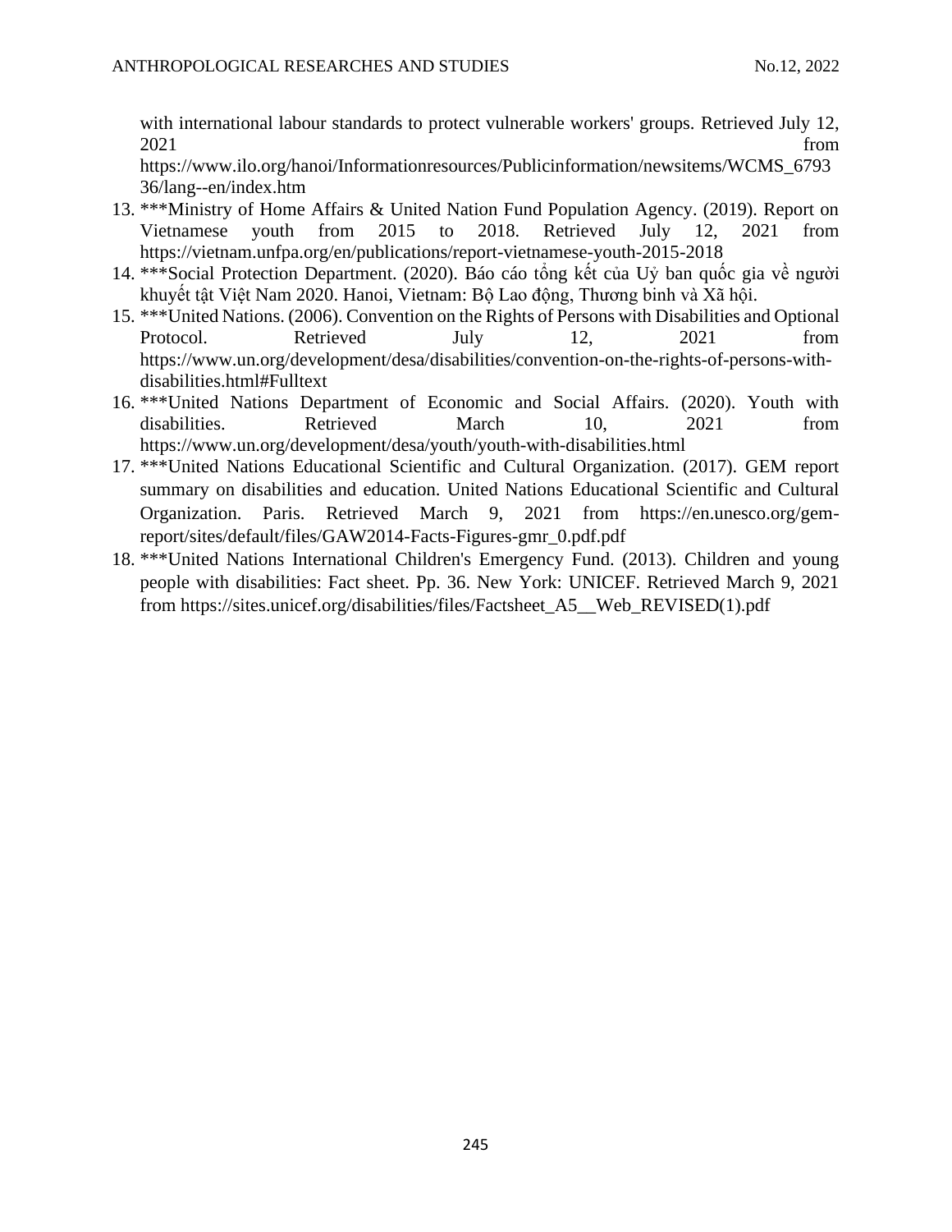with international labour standards to protect vulnerable workers' groups. Retrieved July 12, 2021 from https://www.ilo.org/hanoi/Informationresources/Publicinformation/newsitems/WCMS_679336/lang--en/index.htm

13. ***Ministry of Home Affairs & United Nation Fund Population Agency. (2019). Report on Vietnamese youth from 2015 to 2018. Retrieved July 12, 2021 from https://vietnam.unfpa.org/en/publications/report-vietnamese-youth-2015-2018
14. ***Social Protection Department. (2020). Báo cáo tổng kết của Uỷ ban quốc gia về người khuyết tật Việt Nam 2020. Hanoi, Vietnam: Bộ Lao động, Thương binh và Xã hội.
15. ***United Nations. (2006). Convention on the Rights of Persons with Disabilities and Optional Protocol. Retrieved July 12, 2021 from https://www.un.org/development/desa/disabilities/convention-on-the-rights-of-persons-with-disabilities.html#Fulltext
16. ***United Nations Department of Economic and Social Affairs. (2020). Youth with disabilities. Retrieved March 10, 2021 from https://www.un.org/development/desa/youth/youth-with-disabilities.html
17. ***United Nations Educational Scientific and Cultural Organization. (2017). GEM report summary on disabilities and education. United Nations Educational Scientific and Cultural Organization. Paris. Retrieved March 9, 2021 from https://en.unesco.org/gem-report/sites/default/files/GAW2014-Facts-Figures-gmr_0.pdf.pdf
18. ***United Nations International Children's Emergency Fund. (2013). Children and young people with disabilities: Fact sheet. Pp. 36. New York: UNICEF. Retrieved March 9, 2021 from https://sites.unicef.org/disabilities/files/Factsheet_A5__Web_REVISED(1).pdf